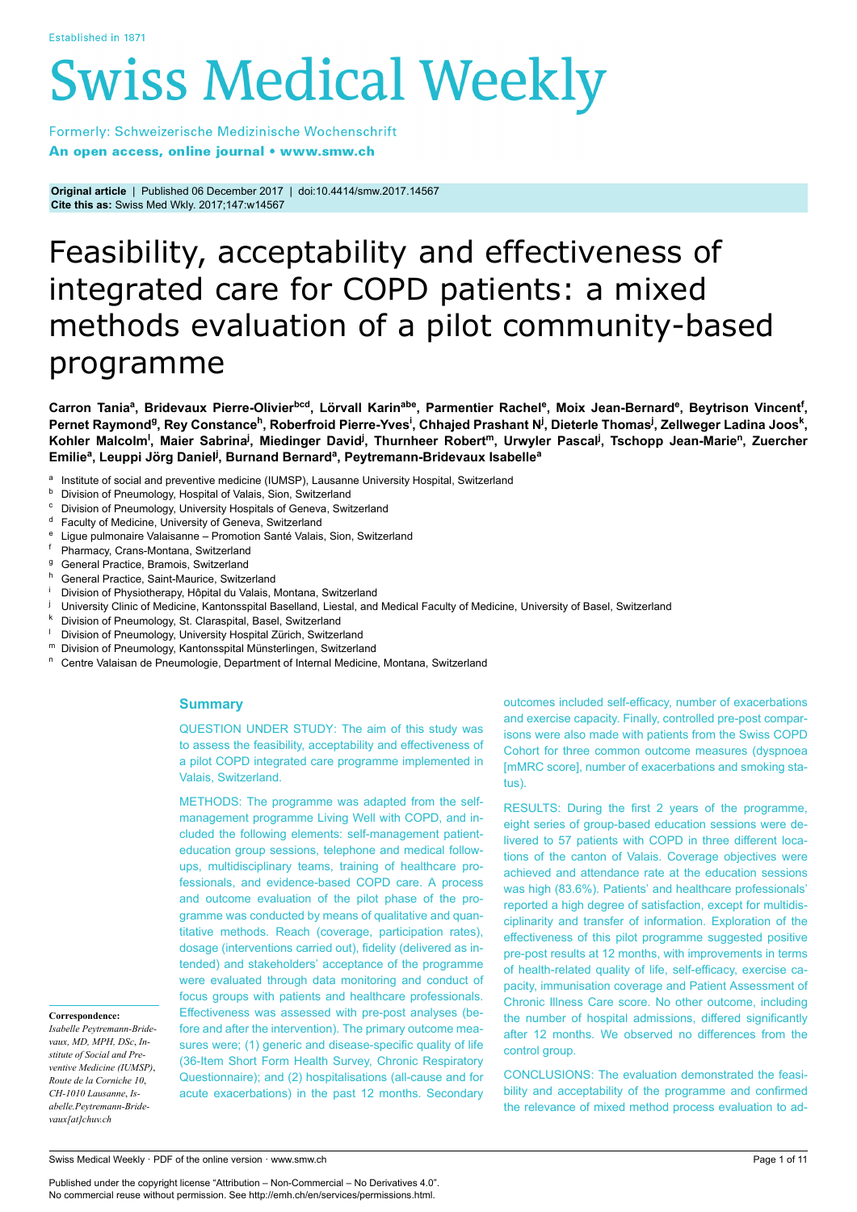Established in 1871

# Swiss Medical Weekly

Formerly: Schweizerische Medizinische Wochenschrift

**An open access, online journal • www.smw.ch**

**Original article** | Published 06 December 2017 | doi:10.4414/smw.2017.14567
**Cite this as:** Swiss Med Wkly. 2017;147:w14567

# Feasibility, acceptability and effectiveness of integrated care for COPD patients: a mixed methods evaluation of a pilot community-based programme

**Carron Tania[a], Bridevaux Pierre-Olivier[bcd], Lörvall Karin[abe], Parmentier Rachel[e], Moix Jean-Bernard[e], Beytrison Vincent[f], Pernet Raymond[g], Rey Constance[h], Roberfroid Pierre-Yves[i], Chhajed Prashant N[j], Dieterle Thomas[j], Zellweger Ladina Joos[k], Kohler Malcolm[l], Maier Sabrina[j], Miedinger David[j], Thurnheer Robert[m], Urwyler Pascal[j], Tschopp Jean-Marie[n], Zuercher Emilie[a], Leuppi Jörg Daniel[j], Burnand Bernard[a], Peytremann-Bridevaux Isabelle[a]**

- [a] Institute of social and preventive medicine (IUMSP), Lausanne University Hospital, Switzerland
- [b] Division of Pneumology, Hospital of Valais, Sion, Switzerland
- [c] Division of Pneumology, University Hospitals of Geneva, Switzerland
- [d] Faculty of Medicine, University of Geneva, Switzerland
- [e] Ligue pulmonaire Valaisanne – Promotion Santé Valais, Sion, Switzerland
- [f] Pharmacy, Crans-Montana, Switzerland
- [g] General Practice, Bramois, Switzerland
- [h] General Practice, Saint-Maurice, Switzerland
- [i] Division of Physiotherapy, Hôpital du Valais, Montana, Switzerland
- [j] University Clinic of Medicine, Kantonsspital Baselland, Liestal, and Medical Faculty of Medicine, University of Basel, Switzerland
- [k] Division of Pneumology, St. Claraspital, Basel, Switzerland
- [l] Division of Pneumology, University Hospital Zürich, Switzerland
- [m] Division of Pneumology, Kantonsspital Münsterlingen, Switzerland
- [n] Centre Valaisan de Pneumologie, Department of Internal Medicine, Montana, Switzerland

## Summary

QUESTION UNDER STUDY: The aim of this study was to assess the feasibility, acceptability and effectiveness of a pilot COPD integrated care programme implemented in Valais, Switzerland.

METHODS: The programme was adapted from the self-management programme Living Well with COPD, and included the following elements: self-management patient-education group sessions, telephone and medical follow-ups, multidisciplinary teams, training of healthcare professionals, and evidence-based COPD care. A process and outcome evaluation of the pilot phase of the programme was conducted by means of qualitative and quantitative methods. Reach (coverage, participation rates), dosage (interventions carried out), fidelity (delivered as intended) and stakeholders' acceptance of the programme were evaluated through data monitoring and conduct of focus groups with patients and healthcare professionals. Effectiveness was assessed with pre-post analyses (before and after the intervention). The primary outcome measures were; (1) generic and disease-specific quality of life (36-Item Short Form Health Survey, Chronic Respiratory Questionnaire); and (2) hospitalisations (all-cause and for acute exacerbations) in the past 12 months. Secondary outcomes included self-efficacy, number of exacerbations and exercise capacity. Finally, controlled pre-post comparisons were also made with patients from the Swiss COPD Cohort for three common outcome measures (dyspnoea [mMRC score], number of exacerbations and smoking status).

RESULTS: During the first 2 years of the programme, eight series of group-based education sessions were delivered to 57 patients with COPD in three different locations of the canton of Valais. Coverage objectives were achieved and attendance rate at the education sessions was high (83.6%). Patients' and healthcare professionals' reported a high degree of satisfaction, except for multidisciplinarity and transfer of information. Exploration of the effectiveness of this pilot programme suggested positive pre-post results at 12 months, with improvements in terms of health-related quality of life, self-efficacy, exercise capacity, immunisation coverage and Patient Assessment of Chronic Illness Care score. No other outcome, including the number of hospital admissions, differed significantly after 12 months. We observed no differences from the control group.

CONCLUSIONS: The evaluation demonstrated the feasibility and acceptability of the programme and confirmed the relevance of mixed method process evaluation to ad-

**Correspondence:**
*Isabelle Peytremann-Bridevaux, MD, MPH, DSc, Institute of Social and Preventive Medicine (IUMSP), Route de la Corniche 10, CH-1010 Lausanne, Isabelle.Peytremann-Bridevaux[at]chuv.ch*

Published under the copyright license "Attribution – Non-Commercial – No Derivatives 4.0". No commercial reuse without permission. See http://emh.ch/en/services/permissions.html.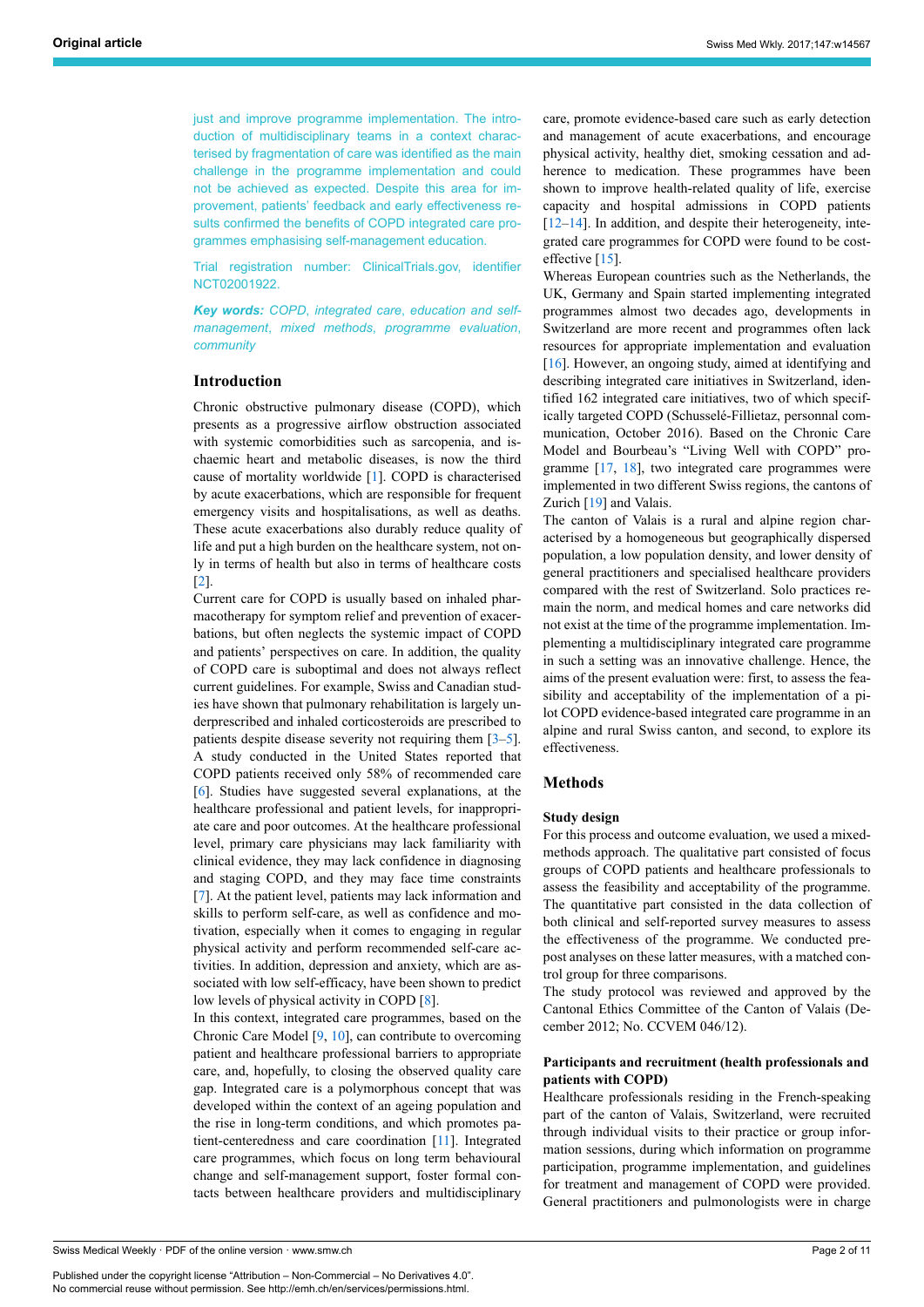just and improve programme implementation. The introduction of multidisciplinary teams in a context characterised by fragmentation of care was identified as the main challenge in the programme implementation and could not be achieved as expected. Despite this area for improvement, patients' feedback and early effectiveness results confirmed the benefits of COPD integrated care programmes emphasising self-management education.

Trial registration number: ClinicalTrials.gov, identifier NCT02001922.

***Key words:*** *COPD, integrated care, education and self-management, mixed methods, programme evaluation, community*

## Introduction

Chronic obstructive pulmonary disease (COPD), which presents as a progressive airflow obstruction associated with systemic comorbidities such as sarcopenia, and ischaemic heart and metabolic diseases, is now the third cause of mortality worldwide [1]. COPD is characterised by acute exacerbations, which are responsible for frequent emergency visits and hospitalisations, as well as deaths. These acute exacerbations also durably reduce quality of life and put a high burden on the healthcare system, not only in terms of health but also in terms of healthcare costs [2].

Current care for COPD is usually based on inhaled pharmacotherapy for symptom relief and prevention of exacerbations, but often neglects the systemic impact of COPD and patients' perspectives on care. In addition, the quality of COPD care is suboptimal and does not always reflect current guidelines. For example, Swiss and Canadian studies have shown that pulmonary rehabilitation is largely underprescribed and inhaled corticosteroids are prescribed to patients despite disease severity not requiring them [3–5]. A study conducted in the United States reported that COPD patients received only 58% of recommended care [6]. Studies have suggested several explanations, at the healthcare professional and patient levels, for inappropriate care and poor outcomes. At the healthcare professional level, primary care physicians may lack familiarity with clinical evidence, they may lack confidence in diagnosing and staging COPD, and they may face time constraints [7]. At the patient level, patients may lack information and skills to perform self-care, as well as confidence and motivation, especially when it comes to engaging in regular physical activity and perform recommended self-care activities. In addition, depression and anxiety, which are associated with low self-efficacy, have been shown to predict low levels of physical activity in COPD [8].

In this context, integrated care programmes, based on the Chronic Care Model [9, 10], can contribute to overcoming patient and healthcare professional barriers to appropriate care, and, hopefully, to closing the observed quality care gap. Integrated care is a polymorphous concept that was developed within the context of an ageing population and the rise in long-term conditions, and which promotes patient-centeredness and care coordination [11]. Integrated care programmes, which focus on long term behavioural change and self-management support, foster formal contacts between healthcare providers and multidisciplinary care, promote evidence-based care such as early detection and management of acute exacerbations, and encourage physical activity, healthy diet, smoking cessation and adherence to medication. These programmes have been shown to improve health-related quality of life, exercise capacity and hospital admissions in COPD patients [12–14]. In addition, and despite their heterogeneity, integrated care programmes for COPD were found to be cost-effective [15].

Whereas European countries such as the Netherlands, the UK, Germany and Spain started implementing integrated programmes almost two decades ago, developments in Switzerland are more recent and programmes often lack resources for appropriate implementation and evaluation [16]. However, an ongoing study, aimed at identifying and describing integrated care initiatives in Switzerland, identified 162 integrated care initiatives, two of which specifically targeted COPD (Schusselé-Fillietaz, personnal communication, October 2016). Based on the Chronic Care Model and Bourbeau's "Living Well with COPD" programme [17, 18], two integrated care programmes were implemented in two different Swiss regions, the cantons of Zurich [19] and Valais.

The canton of Valais is a rural and alpine region characterised by a homogeneous but geographically dispersed population, a low population density, and lower density of general practitioners and specialised healthcare providers compared with the rest of Switzerland. Solo practices remain the norm, and medical homes and care networks did not exist at the time of the programme implementation. Implementing a multidisciplinary integrated care programme in such a setting was an innovative challenge. Hence, the aims of the present evaluation were: first, to assess the feasibility and acceptability of the implementation of a pilot COPD evidence-based integrated care programme in an alpine and rural Swiss canton, and second, to explore its effectiveness.

## Methods

### Study design

For this process and outcome evaluation, we used a mixed-methods approach. The qualitative part consisted of focus groups of COPD patients and healthcare professionals to assess the feasibility and acceptability of the programme. The quantitative part consisted in the data collection of both clinical and self-reported survey measures to assess the effectiveness of the programme. We conducted pre-post analyses on these latter measures, with a matched control group for three comparisons.

The study protocol was reviewed and approved by the Cantonal Ethics Committee of the Canton of Valais (December 2012; No. CCVEM 046/12).

### Participants and recruitment (health professionals and patients with COPD)

Healthcare professionals residing in the French-speaking part of the canton of Valais, Switzerland, were recruited through individual visits to their practice or group information sessions, during which information on programme participation, programme implementation, and guidelines for treatment and management of COPD were provided. General practitioners and pulmonologists were in charge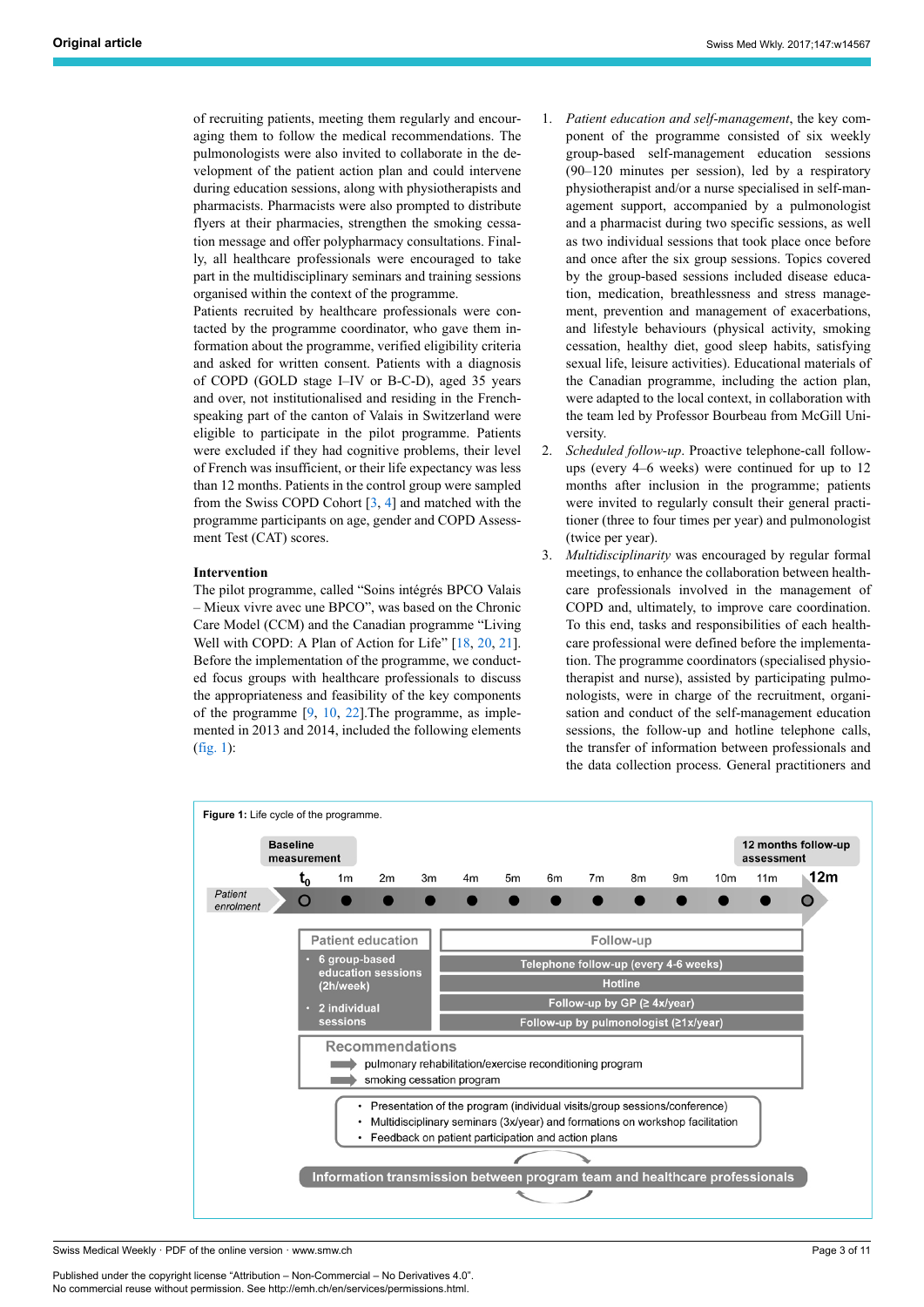of recruiting patients, meeting them regularly and encouraging them to follow the medical recommendations. The pulmonologists were also invited to collaborate in the development of the patient action plan and could intervene during education sessions, along with physiotherapists and pharmacists. Pharmacists were also prompted to distribute flyers at their pharmacies, strengthen the smoking cessation message and offer polypharmacy consultations. Finally, all healthcare professionals were encouraged to take part in the multidisciplinary seminars and training sessions organised within the context of the programme.

Patients recruited by healthcare professionals were contacted by the programme coordinator, who gave them information about the programme, verified eligibility criteria and asked for written consent. Patients with a diagnosis of COPD (GOLD stage I–IV or B-C-D), aged 35 years and over, not institutionalised and residing in the French-speaking part of the canton of Valais in Switzerland were eligible to participate in the pilot programme. Patients were excluded if they had cognitive problems, their level of French was insufficient, or their life expectancy was less than 12 months. Patients in the control group were sampled from the Swiss COPD Cohort [3, 4] and matched with the programme participants on age, gender and COPD Assessment Test (CAT) scores.

### Intervention

The pilot programme, called "Soins intégrés BPCO Valais – Mieux vivre avec une BPCO", was based on the Chronic Care Model (CCM) and the Canadian programme "Living Well with COPD: A Plan of Action for Life" [18, 20, 21]. Before the implementation of the programme, we conducted focus groups with healthcare professionals to discuss the appropriateness and feasibility of the key components of the programme [9, 10, 22].The programme, as implemented in 2013 and 2014, included the following elements (fig. 1):

1. *Patient education and self-management*, the key component of the programme consisted of six weekly group-based self-management education sessions (90–120 minutes per session), led by a respiratory physiotherapist and/or a nurse specialised in self-management support, accompanied by a pulmonologist and a pharmacist during two specific sessions, as well as two individual sessions that took place once before and once after the six group sessions. Topics covered by the group-based sessions included disease education, medication, breathlessness and stress management, prevention and management of exacerbations, and lifestyle behaviours (physical activity, smoking cessation, healthy diet, good sleep habits, satisfying sexual life, leisure activities). Educational materials of the Canadian programme, including the action plan, were adapted to the local context, in collaboration with the team led by Professor Bourbeau from McGill University.
2. *Scheduled follow-up*. Proactive telephone-call follow-ups (every 4–6 weeks) were continued for up to 12 months after inclusion in the programme; patients were invited to regularly consult their general practitioner (three to four times per year) and pulmonologist (twice per year).
3. *Multidisciplinarity* was encouraged by regular formal meetings, to enhance the collaboration between healthcare professionals involved in the management of COPD and, ultimately, to improve care coordination. To this end, tasks and responsibilities of each healthcare professional were defined before the implementation. The programme coordinators (specialised physiotherapist and nurse), assisted by participating pulmonologists, were in charge of the recruitment, organisation and conduct of the self-management education sessions, the follow-up and hotline telephone calls, the transfer of information between professionals and the data collection process. General practitioners and

**Figure 1:** Life cycle of the programme.

Baseline measurement | 12 months follow-up assessment

Patient enrolment: $t_0$, 1m, 2m, 3m, 4m, 5m, 6m, 7m, 8m, 9m, 10m, 11m, 12m

**Patient education**
- 6 group-based education sessions (2h/week)
- 2 individual sessions

**Follow-up**
- Telephone follow-up (every 4-6 weeks)
- Hotline
- Follow-up by GP (≥ 4x/year)
- Follow-up by pulmonologist (≥1x/year)

**Recommendations**
- pulmonary rehabilitation/exercise reconditioning program
- smoking cessation program

- Presentation of the program (individual visits/group sessions/conference)
- Multidisciplinary seminars (3x/year) and formations on workshop facilitation
- Feedback on patient participation and action plans

Information transmission between program team and healthcare professionals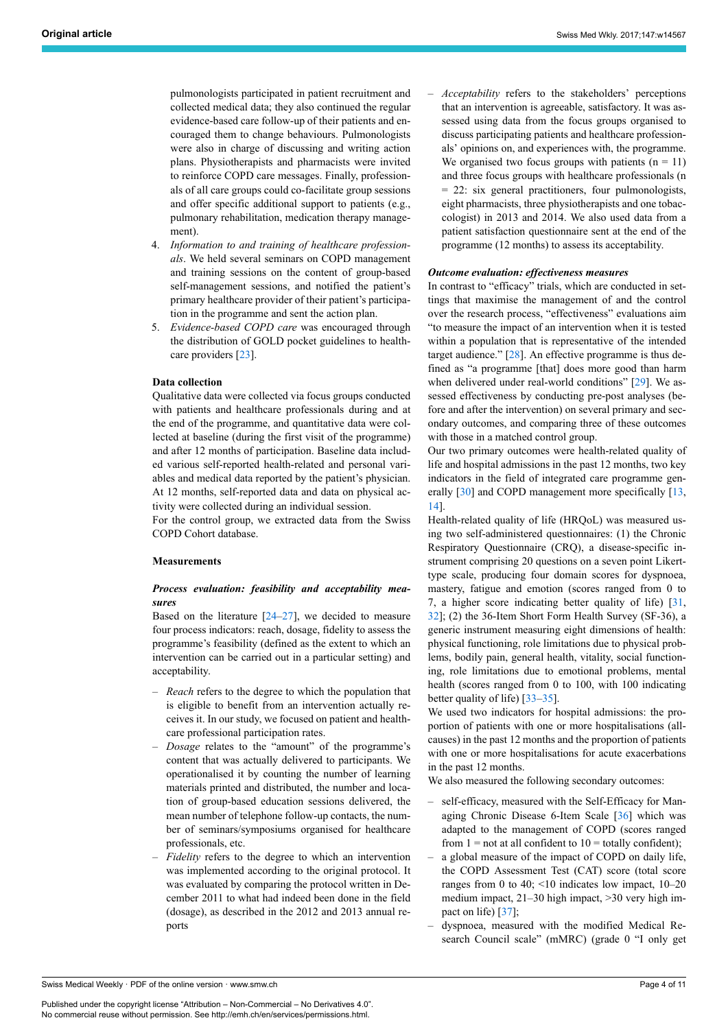pulmonologists participated in patient recruitment and collected medical data; they also continued the regular evidence-based care follow-up of their patients and encouraged them to change behaviours. Pulmonologists were also in charge of discussing and writing action plans. Physiotherapists and pharmacists were invited to reinforce COPD care messages. Finally, professionals of all care groups could co-facilitate group sessions and offer specific additional support to patients (e.g., pulmonary rehabilitation, medication therapy management).

4. *Information to and training of healthcare professionals*. We held several seminars on COPD management and training sessions on the content of group-based self-management sessions, and notified the patient's primary healthcare provider of their patient's participation in the programme and sent the action plan.
5. *Evidence-based COPD care* was encouraged through the distribution of GOLD pocket guidelines to healthcare providers [23].

**Data collection**

Qualitative data were collected via focus groups conducted with patients and healthcare professionals during and at the end of the programme, and quantitative data were collected at baseline (during the first visit of the programme) and after 12 months of participation. Baseline data included various self-reported health-related and personal variables and medical data reported by the patient's physician. At 12 months, self-reported data and data on physical activity were collected during an individual session.

For the control group, we extracted data from the Swiss COPD Cohort database.

**Measurements**

***Process evaluation: feasibility and acceptability measures***

Based on the literature [24–27], we decided to measure four process indicators: reach, dosage, fidelity to assess the programme's feasibility (defined as the extent to which an intervention can be carried out in a particular setting) and acceptability.

- *Reach* refers to the degree to which the population that is eligible to benefit from an intervention actually receives it. In our study, we focused on patient and healthcare professional participation rates.
- *Dosage* relates to the "amount" of the programme's content that was actually delivered to participants. We operationalised it by counting the number of learning materials printed and distributed, the number and location of group-based education sessions delivered, the mean number of telephone follow-up contacts, the number of seminars/symposiums organised for healthcare professionals, etc.
- *Fidelity* refers to the degree to which an intervention was implemented according to the original protocol. It was evaluated by comparing the protocol written in December 2011 to what had indeed been done in the field (dosage), as described in the 2012 and 2013 annual reports
- *Acceptability* refers to the stakeholders' perceptions that an intervention is agreeable, satisfactory. It was assessed using data from the focus groups organised to discuss participating patients and healthcare professionals' opinions on, and experiences with, the programme. We organised two focus groups with patients (n = 11) and three focus groups with healthcare professionals (n = 22: six general practitioners, four pulmonologists, eight pharmacists, three physiotherapists and one tobaccologist) in 2013 and 2014. We also used data from a patient satisfaction questionnaire sent at the end of the programme (12 months) to assess its acceptability.

***Outcome evaluation: effectiveness measures***

In contrast to "efficacy" trials, which are conducted in settings that maximise the management of and the control over the research process, "effectiveness" evaluations aim "to measure the impact of an intervention when it is tested within a population that is representative of the intended target audience." [28]. An effective programme is thus defined as "a programme [that] does more good than harm when delivered under real-world conditions" [29]. We assessed effectiveness by conducting pre-post analyses (before and after the intervention) on several primary and secondary outcomes, and comparing three of these outcomes with those in a matched control group.

Our two primary outcomes were health-related quality of life and hospital admissions in the past 12 months, two key indicators in the field of integrated care programme generally [30] and COPD management more specifically [13, 14].

Health-related quality of life (HRQoL) was measured using two self-administered questionnaires: (1) the Chronic Respiratory Questionnaire (CRQ), a disease-specific instrument comprising 20 questions on a seven point Likert-type scale, producing four domain scores for dyspnoea, mastery, fatigue and emotion (scores ranged from 0 to 7, a higher score indicating better quality of life) [31, 32]; (2) the 36-Item Short Form Health Survey (SF-36), a generic instrument measuring eight dimensions of health: physical functioning, role limitations due to physical problems, bodily pain, general health, vitality, social functioning, role limitations due to emotional problems, mental health (scores ranged from 0 to 100, with 100 indicating better quality of life) [33–35].

We used two indicators for hospital admissions: the proportion of patients with one or more hospitalisations (all-causes) in the past 12 months and the proportion of patients with one or more hospitalisations for acute exacerbations in the past 12 months.

We also measured the following secondary outcomes:

- self-efficacy, measured with the Self-Efficacy for Managing Chronic Disease 6-Item Scale [36] which was adapted to the management of COPD (scores ranged from 1 = not at all confident to 10 = totally confident);
- a global measure of the impact of COPD on daily life, the COPD Assessment Test (CAT) score (total score ranges from 0 to 40; <10 indicates low impact, 10–20 medium impact, 21–30 high impact, >30 very high impact on life) [37];
- dyspnoea, measured with the modified Medical Research Council scale" (mMRC) (grade 0 "I only get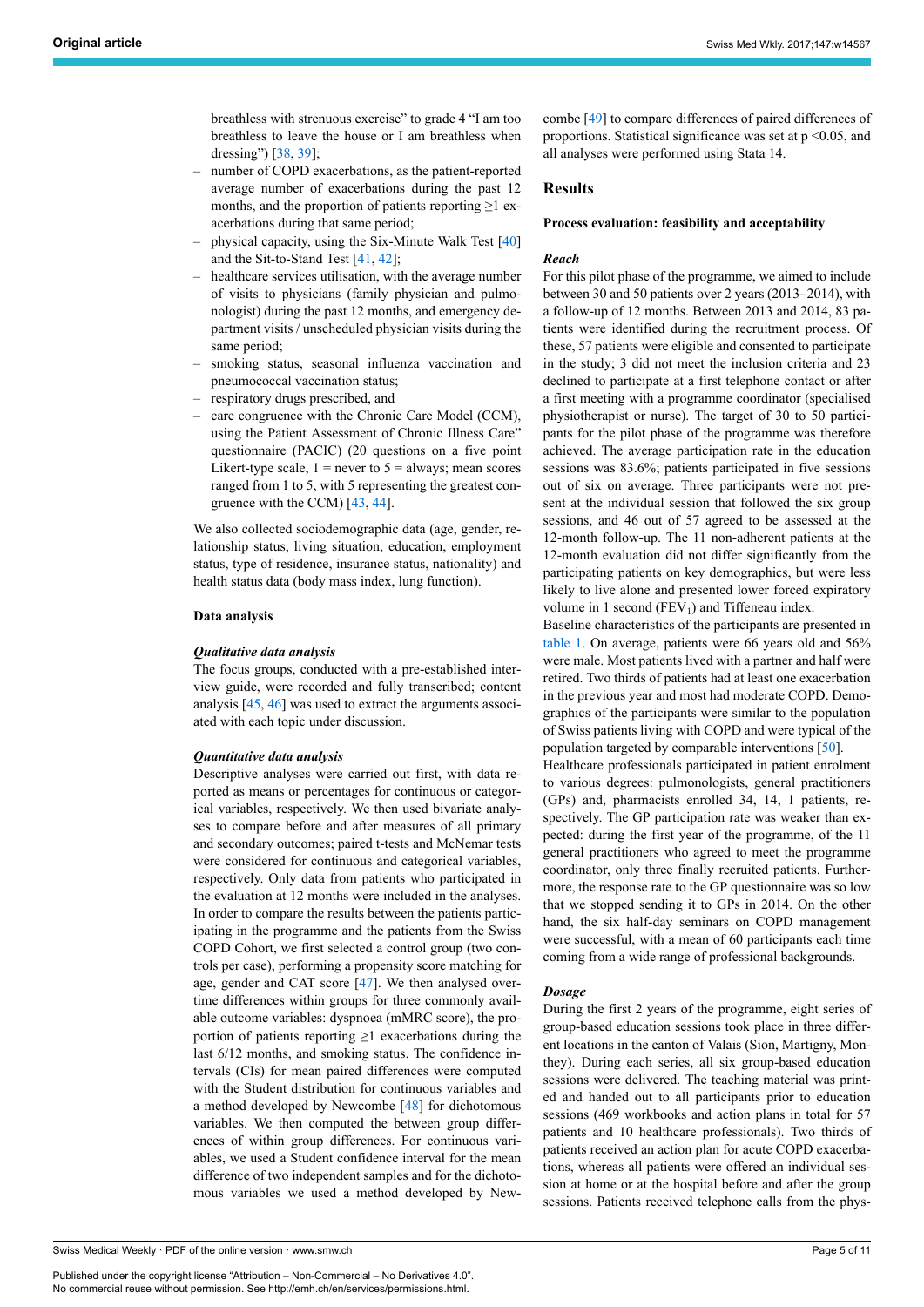breathless with strenuous exercise" to grade 4 "I am too breathless to leave the house or I am breathless when dressing") [38, 39];

- number of COPD exacerbations, as the patient-reported average number of exacerbations during the past 12 months, and the proportion of patients reporting ≥1 exacerbations during that same period;
- physical capacity, using the Six-Minute Walk Test [40] and the Sit-to-Stand Test [41, 42];
- healthcare services utilisation, with the average number of visits to physicians (family physician and pulmonologist) during the past 12 months, and emergency department visits / unscheduled physician visits during the same period;
- smoking status, seasonal influenza vaccination and pneumococcal vaccination status;
- respiratory drugs prescribed, and
- care congruence with the Chronic Care Model (CCM), using the Patient Assessment of Chronic Illness Care" questionnaire (PACIC) (20 questions on a five point Likert-type scale, 1 = never to 5 = always; mean scores ranged from 1 to 5, with 5 representing the greatest congruence with the CCM) [43, 44].

We also collected sociodemographic data (age, gender, relationship status, living situation, education, employment status, type of residence, insurance status, nationality) and health status data (body mass index, lung function).

**Data analysis**

***Qualitative data analysis***

The focus groups, conducted with a pre-established interview guide, were recorded and fully transcribed; content analysis [45, 46] was used to extract the arguments associated with each topic under discussion.

***Quantitative data analysis***

Descriptive analyses were carried out first, with data reported as means or percentages for continuous or categorical variables, respectively. We then used bivariate analyses to compare before and after measures of all primary and secondary outcomes; paired t-tests and McNemar tests were considered for continuous and categorical variables, respectively. Only data from patients who participated in the evaluation at 12 months were included in the analyses. In order to compare the results between the patients participating in the programme and the patients from the Swiss COPD Cohort, we first selected a control group (two controls per case), performing a propensity score matching for age, gender and CAT score [47]. We then analysed overtime differences within groups for three commonly available outcome variables: dyspnoea (mMRC score), the proportion of patients reporting ≥1 exacerbations during the last 6/12 months, and smoking status. The confidence intervals (CIs) for mean paired differences were computed with the Student distribution for continuous variables and a method developed by Newcombe [48] for dichotomous variables. We then computed the between group differences of within group differences. For continuous variables, we used a Student confidence interval for the mean difference of two independent samples and for the dichotomous variables we used a method developed by Newcombe [49] to compare differences of paired differences of proportions. Statistical significance was set at $p < 0.05$, and all analyses were performed using Stata 14.

## Results

**Process evaluation: feasibility and acceptability**

***Reach***

For this pilot phase of the programme, we aimed to include between 30 and 50 patients over 2 years (2013–2014), with a follow-up of 12 months. Between 2013 and 2014, 83 patients were identified during the recruitment process. Of these, 57 patients were eligible and consented to participate in the study; 3 did not meet the inclusion criteria and 23 declined to participate at a first telephone contact or after a first meeting with a programme coordinator (specialised physiotherapist or nurse). The target of 30 to 50 participants for the pilot phase of the programme was therefore achieved. The average participation rate in the education sessions was 83.6%; patients participated in five sessions out of six on average. Three participants were not present at the individual session that followed the six group sessions, and 46 out of 57 agreed to be assessed at the 12-month follow-up. The 11 non-adherent patients at the 12-month evaluation did not differ significantly from the participating patients on key demographics, but were less likely to live alone and presented lower forced expiratory volume in 1 second ($FEV_1$) and Tiffeneau index.

Baseline characteristics of the participants are presented in table 1. On average, patients were 66 years old and 56% were male. Most patients lived with a partner and half were retired. Two thirds of patients had at least one exacerbation in the previous year and most had moderate COPD. Demographics of the participants were similar to the population of Swiss patients living with COPD and were typical of the population targeted by comparable interventions [50].

Healthcare professionals participated in patient enrolment to various degrees: pulmonologists, general practitioners (GPs) and, pharmacists enrolled 34, 14, 1 patients, respectively. The GP participation rate was weaker than expected: during the first year of the programme, of the 11 general practitioners who agreed to meet the programme coordinator, only three finally recruited patients. Furthermore, the response rate to the GP questionnaire was so low that we stopped sending it to GPs in 2014. On the other hand, the six half-day seminars on COPD management were successful, with a mean of 60 participants each time coming from a wide range of professional backgrounds.

***Dosage***

During the first 2 years of the programme, eight series of group-based education sessions took place in three different locations in the canton of Valais (Sion, Martigny, Monthey). During each series, all six group-based education sessions were delivered. The teaching material was printed and handed out to all participants prior to education sessions (469 workbooks and action plans in total for 57 patients and 10 healthcare professionals). Two thirds of patients received an action plan for acute COPD exacerbations, whereas all patients were offered an individual session at home or at the hospital before and after the group sessions. Patients received telephone calls from the phys-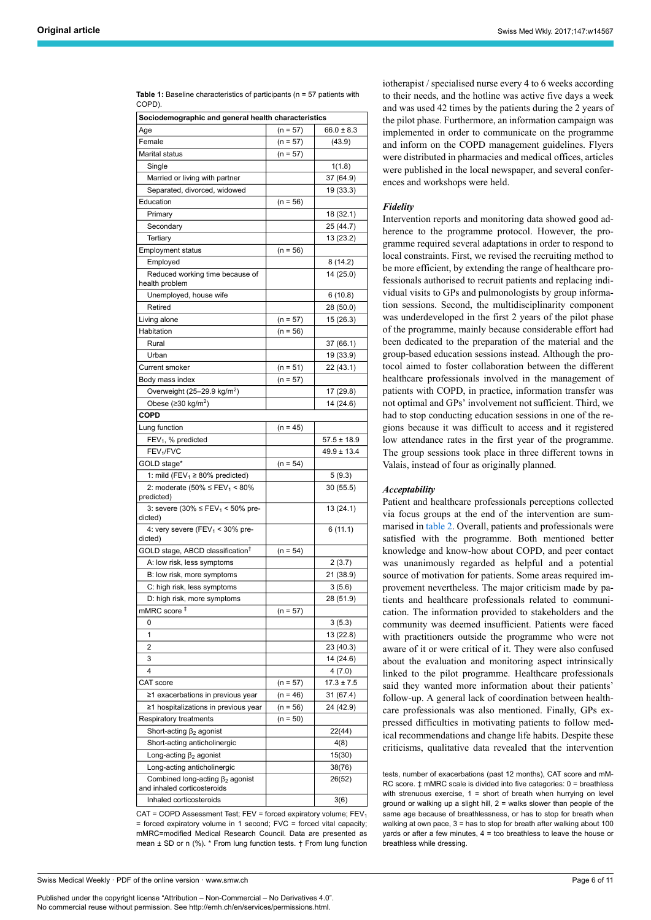**Table 1:** Baseline characteristics of participants (n = 57 patients with COPD).

| Sociodemographic and general health characteristics | | |
|---|---|---|
| Age | (n = 57) | 66.0 ± 8.3 |
| Female | (n = 57) | (43.9) |
| Marital status | (n = 57) | |
| Single | | 1(1.8) |
| Married or living with partner | | 37 (64.9) |
| Separated, divorced, widowed | | 19 (33.3) |
| Education | (n = 56) | |
| Primary | | 18 (32.1) |
| Secondary | | 25 (44.7) |
| Tertiary | | 13 (23.2) |
| Employment status | (n = 56) | |
| Employed | | 8 (14.2) |
| Reduced working time because of health problem | | 14 (25.0) |
| Unemployed, house wife | | 6 (10.8) |
| Retired | | 28 (50.0) |
| Living alone | (n = 57) | 15 (26.3) |
| Habitation | (n = 56) | |
| Rural | | 37 (66.1) |
| Urban | | 19 (33.9) |
| Current smoker | (n = 51) | 22 (43.1) |
| Body mass index | (n = 57) | |
| Overweight (25–29.9 kg/m$^2$) | | 17 (29.8) |
| Obese (≥30 kg/m$^2$) | | 14 (24.6) |
| **COPD** | | |
| Lung function | (n = 45) | |
| $FEV_1$, % predicted | | 57.5 ± 18.9 |
| $FEV_1$/FVC | | 49.9 ± 13.4 |
| GOLD stage* | (n = 54) | |
| 1: mild ($FEV_1$ ≥ 80% predicted) | | 5 (9.3) |
| 2: moderate (50% ≤ $FEV_1$ < 80% predicted) | | 30 (55.5) |
| 3: severe (30% ≤ $FEV_1$ < 50% predicted) | | 13 (24.1) |
| 4: very severe ($FEV_1$ < 30% predicted) | | 6 (11.1) |
| GOLD stage, ABCD classification† | (n = 54) | |
| A: low risk, less symptoms | | 2 (3.7) |
| B: low risk, more symptoms | | 21 (38.9) |
| C: high risk, less symptoms | | 3 (5.6) |
| D: high risk, more symptoms | | 28 (51.9) |
| mMRC score ‡ | (n = 57) | |
| 0 | | 3 (5.3) |
| 1 | | 13 (22.8) |
| 2 | | 23 (40.3) |
| 3 | | 14 (24.6) |
| 4 | | 4 (7.0) |
| CAT score | (n = 57) | 17.3 ± 7.5 |
| ≥1 exacerbations in previous year | (n = 46) | 31 (67.4) |
| ≥1 hospitalizations in previous year | (n = 56) | 24 (42.9) |
| Respiratory treatments | (n = 50) | |
| Short-acting $\beta_2$ agonist | | 22(44) |
| Short-acting anticholinergic | | 4(8) |
| Long-acting $\beta_2$ agonist | | 15(30) |
| Long-acting anticholinergic | | 38(76) |
| Combined long-acting $\beta_2$ agonist and inhaled corticosteroids | | 26(52) |
| Inhaled corticosteroids | | 3(6) |

CAT = COPD Assessment Test; FEV = forced expiratory volume; $FEV_1$ = forced expiratory volume in 1 second; FVC = forced vital capacity; mMRC=modified Medical Research Council. Data are presented as mean ± SD or n (%). * From lung function tests. † From lung function tests, number of exacerbations (past 12 months), CAT score and mMRC score. ‡ mMRC scale is divided into five categories: 0 = breathless with strenuous exercise, 1 = short of breath when hurrying on level ground or walking up a slight hill, 2 = walks slower than people of the same age because of breathlessness, or has to stop for breath when walking at own pace, 3 = has to stop for breath after walking about 100 yards or after a few minutes, 4 = too breathless to leave the house or breathless while dressing.

iotherapist / specialised nurse every 4 to 6 weeks according to their needs, and the hotline was active five days a week and was used 42 times by the patients during the 2 years of the pilot phase. Furthermore, an information campaign was implemented in order to communicate on the programme and inform on the COPD management guidelines. Flyers were distributed in pharmacies and medical offices, articles were published in the local newspaper, and several conferences and workshops were held.

### *Fidelity*

Intervention reports and monitoring data showed good adherence to the programme protocol. However, the programme required several adaptations in order to respond to local constraints. First, we revised the recruiting method to be more efficient, by extending the range of healthcare professionals authorised to recruit patients and replacing individual visits to GPs and pulmonologists by group information sessions. Second, the multidisciplinarity component was underdeveloped in the first 2 years of the pilot phase of the programme, mainly because considerable effort had been dedicated to the preparation of the material and the group-based education sessions instead. Although the protocol aimed to foster collaboration between the different healthcare professionals involved in the management of patients with COPD, in practice, information transfer was not optimal and GPs' involvement not sufficient. Third, we had to stop conducting education sessions in one of the regions because it was difficult to access and it registered low attendance rates in the first year of the programme. The group sessions took place in three different towns in Valais, instead of four as originally planned.

### *Acceptability*

Patient and healthcare professionals perceptions collected via focus groups at the end of the intervention are summarised in table 2. Overall, patients and professionals were satisfied with the programme. Both mentioned better knowledge and know-how about COPD, and peer contact was unanimously regarded as helpful and a potential source of motivation for patients. Some areas required improvement nevertheless. The major criticism made by patients and healthcare professionals related to communication. The information provided to stakeholders and the community was deemed insufficient. Patients were faced with practitioners outside the programme who were not aware of it or were critical of it. They were also confused about the evaluation and monitoring aspect intrinsically linked to the pilot programme. Healthcare professionals said they wanted more information about their patients' follow-up. A general lack of coordination between healthcare professionals was also mentioned. Finally, GPs expressed difficulties in motivating patients to follow medical recommendations and change life habits. Despite these criticisms, qualitative data revealed that the intervention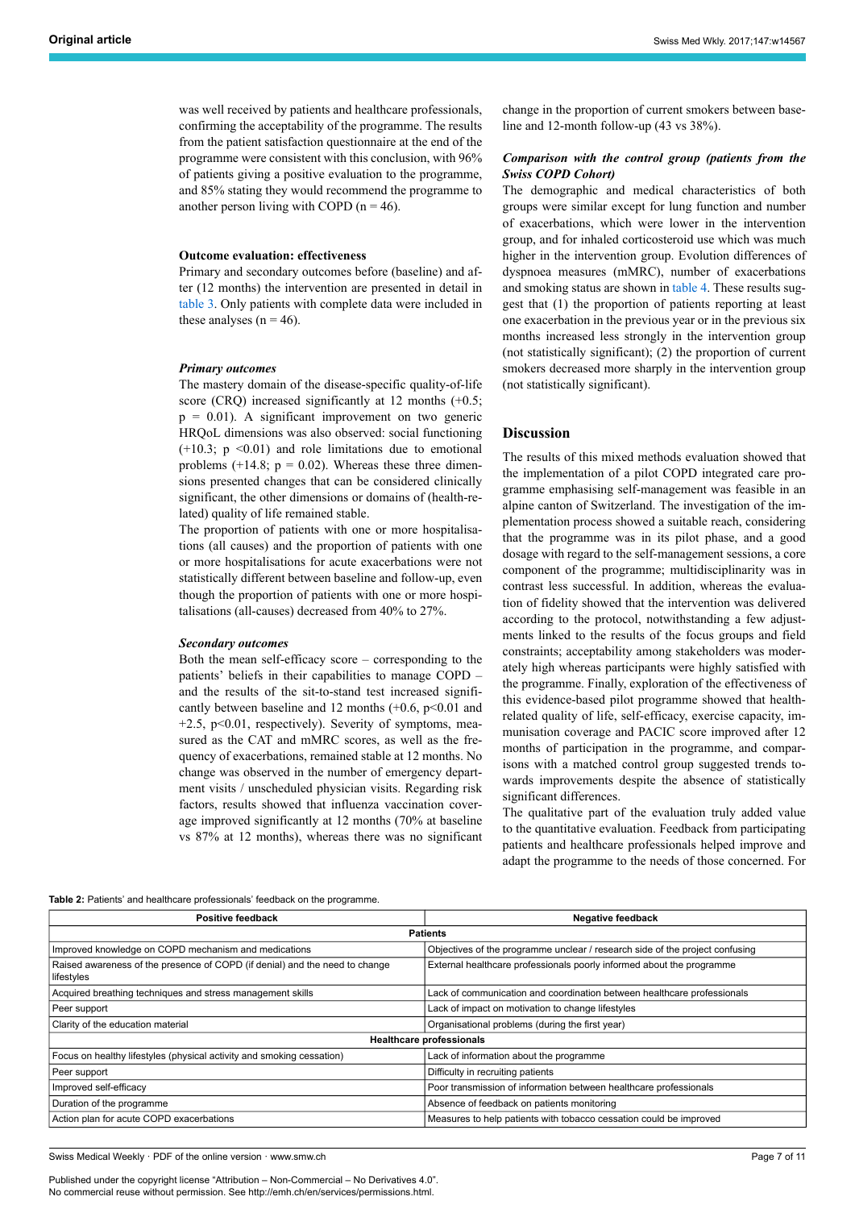was well received by patients and healthcare professionals, confirming the acceptability of the programme. The results from the patient satisfaction questionnaire at the end of the programme were consistent with this conclusion, with 96% of patients giving a positive evaluation to the programme, and 85% stating they would recommend the programme to another person living with COPD (n = 46).

### Outcome evaluation: effectiveness

Primary and secondary outcomes before (baseline) and after (12 months) the intervention are presented in detail in table 3. Only patients with complete data were included in these analyses (n = 46).

#### *Primary outcomes*

The mastery domain of the disease-specific quality-of-life score (CRQ) increased significantly at 12 months (+0.5; $p = 0.01$). A significant improvement on two generic HRQoL dimensions was also observed: social functioning (+10.3; $p < 0.01$) and role limitations due to emotional problems (+14.8; $p = 0.02$). Whereas these three dimensions presented changes that can be considered clinically significant, the other dimensions or domains of (health-related) quality of life remained stable.

The proportion of patients with one or more hospitalisations (all causes) and the proportion of patients with one or more hospitalisations for acute exacerbations were not statistically different between baseline and follow-up, even though the proportion of patients with one or more hospitalisations (all-causes) decreased from 40% to 27%.

#### *Secondary outcomes*

Both the mean self-efficacy score – corresponding to the patients' beliefs in their capabilities to manage COPD – and the results of the sit-to-stand test increased significantly between baseline and 12 months (+0.6, $p<0.01$ and +2.5, $p<0.01$, respectively). Severity of symptoms, measured as the CAT and mMRC scores, as well as the frequency of exacerbations, remained stable at 12 months. No change was observed in the number of emergency department visits / unscheduled physician visits. Regarding risk factors, results showed that influenza vaccination coverage improved significantly at 12 months (70% at baseline vs 87% at 12 months), whereas there was no significant change in the proportion of current smokers between baseline and 12-month follow-up (43 vs 38%).

#### *Comparison with the control group (patients from the Swiss COPD Cohort)*

The demographic and medical characteristics of both groups were similar except for lung function and number of exacerbations, which were lower in the intervention group, and for inhaled corticosteroid use which was much higher in the intervention group. Evolution differences of dyspnoea measures (mMRC), number of exacerbations and smoking status are shown in table 4. These results suggest that (1) the proportion of patients reporting at least one exacerbation in the previous year or in the previous six months increased less strongly in the intervention group (not statistically significant); (2) the proportion of current smokers decreased more sharply in the intervention group (not statistically significant).

## Discussion

The results of this mixed methods evaluation showed that the implementation of a pilot COPD integrated care programme emphasising self-management was feasible in an alpine canton of Switzerland. The investigation of the implementation process showed a suitable reach, considering that the programme was in its pilot phase, and a good dosage with regard to the self-management sessions, a core component of the programme; multidisciplinarity was in contrast less successful. In addition, whereas the evaluation of fidelity showed that the intervention was delivered according to the protocol, notwithstanding a few adjustments linked to the results of the focus groups and field constraints; acceptability among stakeholders was moderately high whereas participants were highly satisfied with the programme. Finally, exploration of the effectiveness of this evidence-based pilot programme showed that health-related quality of life, self-efficacy, exercise capacity, immunisation coverage and PACIC score improved after 12 months of participation in the programme, and comparisons with a matched control group suggested trends towards improvements despite the absence of statistically significant differences.

The qualitative part of the evaluation truly added value to the quantitative evaluation. Feedback from participating patients and healthcare professionals helped improve and adapt the programme to the needs of those concerned. For

**Table 2:** Patients' and healthcare professionals' feedback on the programme.

| Positive feedback | Negative feedback |
|---|---|
| **Patients** | |
| Improved knowledge on COPD mechanism and medications | Objectives of the programme unclear / research side of the project confusing |
| Raised awareness of the presence of COPD (if denial) and the need to change lifestyles | External healthcare professionals poorly informed about the programme |
| Acquired breathing techniques and stress management skills | Lack of communication and coordination between healthcare professionals |
| Peer support | Lack of impact on motivation to change lifestyles |
| Clarity of the education material | Organisational problems (during the first year) |
| **Healthcare professionals** | |
| Focus on healthy lifestyles (physical activity and smoking cessation) | Lack of information about the programme |
| Peer support | Difficulty in recruiting patients |
| Improved self-efficacy | Poor transmission of information between healthcare professionals |
| Duration of the programme | Absence of feedback on patients monitoring |
| Action plan for acute COPD exacerbations | Measures to help patients with tobacco cessation could be improved |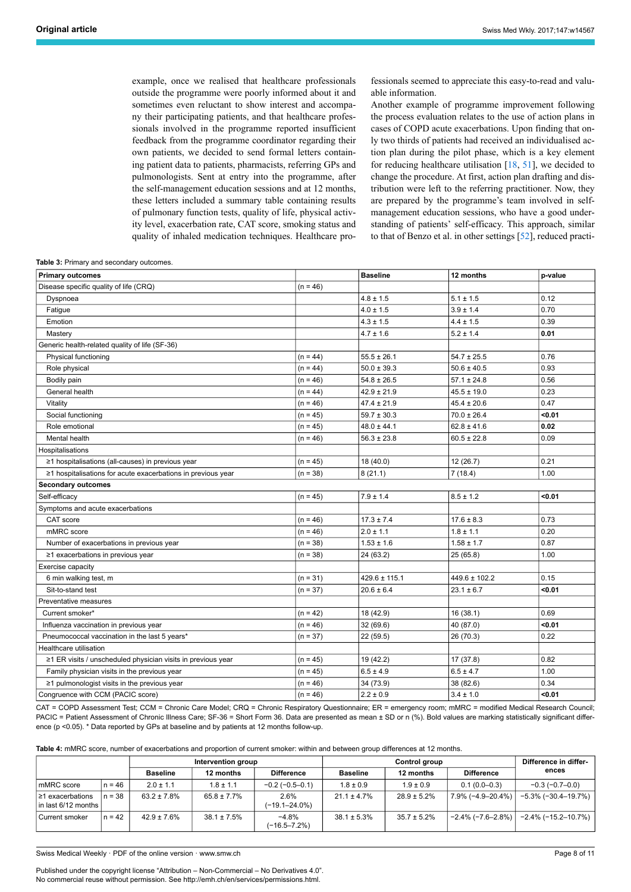example, once we realised that healthcare professionals outside the programme were poorly informed about it and sometimes even reluctant to show interest and accompany their participating patients, and that healthcare professionals involved in the programme reported insufficient feedback from the programme coordinator regarding their own patients, we decided to send formal letters containing patient data to patients, pharmacists, referring GPs and pulmonologists. Sent at entry into the programme, after the self-management education sessions and at 12 months, these letters included a summary table containing results of pulmonary function tests, quality of life, physical activity level, exacerbation rate, CAT score, smoking status and quality of inhaled medication techniques. Healthcare professionals seemed to appreciate this easy-to-read and valuable information.

Another example of programme improvement following the process evaluation relates to the use of action plans in cases of COPD acute exacerbations. Upon finding that only two thirds of patients had received an individualised action plan during the pilot phase, which is a key element for reducing healthcare utilisation [18, 51], we decided to change the procedure. At first, action plan drafting and distribution were left to the referring practitioner. Now, they are prepared by the programme's team involved in self-management education sessions, who have a good understanding of patients' self-efficacy. This approach, similar to that of Benzo et al. in other settings [52], reduced practi-

**Table 3:** Primary and secondary outcomes.

| **Primary outcomes** | | **Baseline** | **12 months** | **p-value** |
|---|---|---|---|---|
| Disease specific quality of life (CRQ) | (n = 46) | | | |
| Dyspnoea | | 4.8 ± 1.5 | 5.1 ± 1.5 | 0.12 |
| Fatigue | | 4.0 ± 1.5 | 3.9 ± 1.4 | 0.70 |
| Emotion | | 4.3 ± 1.5 | 4.4 ± 1.5 | 0.39 |
| Mastery | | 4.7 ± 1.6 | 5.2 ± 1.4 | **0.01** |
| Generic health-related quality of life (SF-36) | | | | |
| Physical functioning | (n = 44) | 55.5 ± 26.1 | 54.7 ± 25.5 | 0.76 |
| Role physical | (n = 44) | 50.0 ± 39.3 | 50.6 ± 40.5 | 0.93 |
| Bodily pain | (n = 46) | 54.8 ± 26.5 | 57.1 ± 24.8 | 0.56 |
| General health | (n = 44) | 42.9 ± 21.9 | 45.5 ± 19.0 | 0.23 |
| Vitality | (n = 46) | 47.4 ± 21.9 | 45.4 ± 20.6 | 0.47 |
| Social functioning | (n = 45) | 59.7 ± 30.3 | 70.0 ± 26.4 | **<0.01** |
| Role emotional | (n = 45) | 48.0 ± 44.1 | 62.8 ± 41.6 | **0.02** |
| Mental health | (n = 46) | 56.3 ± 23.8 | 60.5 ± 22.8 | 0.09 |
| Hospitalisations | | | | |
| ≥1 hospitalisations (all-causes) in previous year | (n = 45) | 18 (40.0) | 12 (26.7) | 0.21 |
| ≥1 hospitalisations for acute exacerbations in previous year | (n = 38) | 8 (21.1) | 7 (18.4) | 1.00 |
| **Secondary outcomes** | | | | |
| Self-efficacy | (n = 45) | 7.9 ± 1.4 | 8.5 ± 1.2 | **<0.01** |
| Symptoms and acute exacerbations | | | | |
| CAT score | (n = 46) | 17.3 ± 7.4 | 17.6 ± 8.3 | 0.73 |
| mMRC score | (n = 46) | 2.0 ± 1.1 | 1.8 ± 1.1 | 0.20 |
| Number of exacerbations in previous year | (n = 38) | 1.53 ± 1.6 | 1.58 ± 1.7 | 0.87 |
| ≥1 exacerbations in previous year | (n = 38) | 24 (63.2) | 25 (65.8) | 1.00 |
| Exercise capacity | | | | |
| 6 min walking test, m | (n = 31) | 429.6 ± 115.1 | 449.6 ± 102.2 | 0.15 |
| Sit-to-stand test | (n = 37) | 20.6 ± 6.4 | 23.1 ± 6.7 | **<0.01** |
| Preventative measures | | | | |
| Current smoker* | (n = 42) | 18 (42.9) | 16 (38.1) | 0.69 |
| Influenza vaccination in previous year | (n = 46) | 32 (69.6) | 40 (87.0) | **<0.01** |
| Pneumococcal vaccination in the last 5 years* | (n = 37) | 22 (59.5) | 26 (70.3) | 0.22 |
| Healthcare utilisation | | | | |
| ≥1 ER visits / unscheduled physician visits in previous year | (n = 45) | 19 (42.2) | 17 (37.8) | 0.82 |
| Family physician visits in the previous year | (n = 45) | 6.5 ± 4.9 | 6.5 ± 4.7 | 1.00 |
| ≥1 pulmonologist visits in the previous year | (n = 46) | 34 (73.9) | 38 (82.6) | 0.34 |
| Congruence with CCM (PACIC score) | (n = 46) | 2.2 ± 0.9 | 3.4 ± 1.0 | **<0.01** |

CAT = COPD Assessment Test; CCM = Chronic Care Model; CRQ = Chronic Respiratory Questionnaire; ER = emergency room; mMRC = modified Medical Research Council; PACIC = Patient Assessment of Chronic Illness Care; SF-36 = Short Form 36. Data are presented as mean ± SD or n (%). Bold values are marking statistically significant difference (p <0.05). * Data reported by GPs at baseline and by patients at 12 months follow-up.

**Table 4:** mMRC score, number of exacerbations and proportion of current smoker: within and between group differences at 12 months.

| | | Intervention group | | | Control group | | | Difference in differences |
|---|---|---|---|---|---|---|---|---|
| | | Baseline | 12 months | Difference | Baseline | 12 months | Difference | |
| mMRC score | n = 46 | 2.0 ± 1.1 | 1.8 ± 1.1 | −0.2 (−0.5–0.1) | 1.8 ± 0.9 | 1.9 ± 0.9 | 0.1 (0.0–0.3) | −0.3 (−0.7–0.0) |
| ≥1 exacerbations in last 6/12 months | n = 38 | 63.2 ± 7.8% | 65.8 ± 7.7% | 2.6% (−19.1–24.0%) | 21.1 ± 4.7% | 28.9 ± 5.2% | 7.9% (−4.9–20.4%) | −5.3% (−30.4–19.7%) |
| Current smoker | n = 42 | 42.9 ± 7.6% | 38.1 ± 7.5% | −4.8% (−16.5–7.2%) | 38.1 ± 5.3% | 35.7 ± 5.2% | −2.4% (−7.6–2.8%) | −2.4% (−15.2–10.7%) |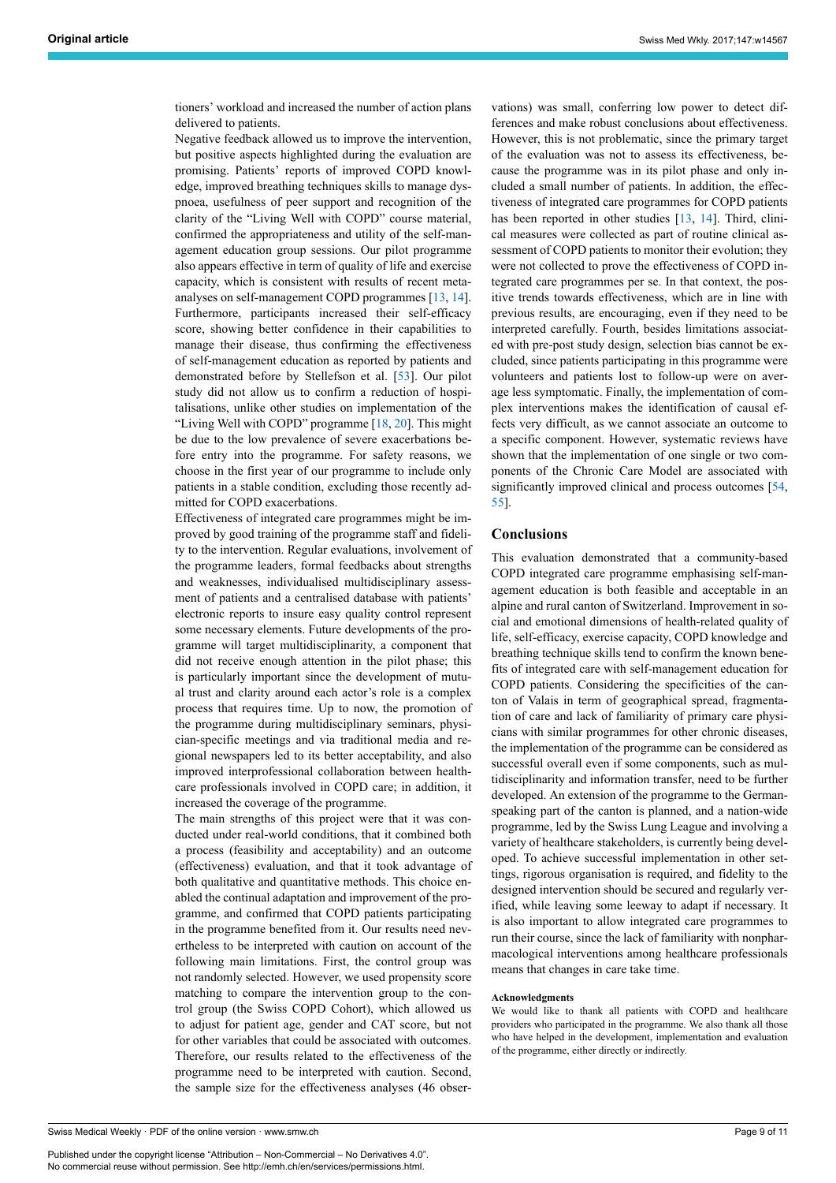tioners' workload and increased the number of action plans delivered to patients.

Negative feedback allowed us to improve the intervention, but positive aspects highlighted during the evaluation are promising. Patients' reports of improved COPD knowledge, improved breathing techniques skills to manage dyspnoea, usefulness of peer support and recognition of the clarity of the "Living Well with COPD" course material, confirmed the appropriateness and utility of the self-management education group sessions. Our pilot programme also appears effective in term of quality of life and exercise capacity, which is consistent with results of recent meta-analyses on self-management COPD programmes [13, 14]. Furthermore, participants increased their self-efficacy score, showing better confidence in their capabilities to manage their disease, thus confirming the effectiveness of self-management education as reported by patients and demonstrated before by Stellefson et al. [53]. Our pilot study did not allow us to confirm a reduction of hospitalisations, unlike other studies on implementation of the "Living Well with COPD" programme [18, 20]. This might be due to the low prevalence of severe exacerbations before entry into the programme. For safety reasons, we choose in the first year of our programme to include only patients in a stable condition, excluding those recently admitted for COPD exacerbations.

Effectiveness of integrated care programmes might be improved by good training of the programme staff and fidelity to the intervention. Regular evaluations, involvement of the programme leaders, formal feedbacks about strengths and weaknesses, individualised multidisciplinary assessment of patients and a centralised database with patients' electronic reports to insure easy quality control represent some necessary elements. Future developments of the programme will target multidisciplinarity, a component that did not receive enough attention in the pilot phase; this is particularly important since the development of mutual trust and clarity around each actor's role is a complex process that requires time. Up to now, the promotion of the programme during multidisciplinary seminars, physician-specific meetings and via traditional media and regional newspapers led to its better acceptability, and also improved interprofessional collaboration between healthcare professionals involved in COPD care; in addition, it increased the coverage of the programme.

The main strengths of this project were that it was conducted under real-world conditions, that it combined both a process (feasibility and acceptability) and an outcome (effectiveness) evaluation, and that it took advantage of both qualitative and quantitative methods. This choice enabled the continual adaptation and improvement of the programme, and confirmed that COPD patients participating in the programme benefited from it. Our results need nevertheless to be interpreted with caution on account of the following main limitations. First, the control group was not randomly selected. However, we used propensity score matching to compare the intervention group to the control group (the Swiss COPD Cohort), which allowed us to adjust for patient age, gender and CAT score, but not for other variables that could be associated with outcomes. Therefore, our results related to the effectiveness of the programme need to be interpreted with caution. Second, the sample size for the effectiveness analyses (46 observations) was small, conferring low power to detect differences and make robust conclusions about effectiveness. However, this is not problematic, since the primary target of the evaluation was not to assess its effectiveness, because the programme was in its pilot phase and only included a small number of patients. In addition, the effectiveness of integrated care programmes for COPD patients has been reported in other studies [13, 14]. Third, clinical measures were collected as part of routine clinical assessment of COPD patients to monitor their evolution; they were not collected to prove the effectiveness of COPD integrated care programmes per se. In that context, the positive trends towards effectiveness, which are in line with previous results, are encouraging, even if they need to be interpreted carefully. Fourth, besides limitations associated with pre-post study design, selection bias cannot be excluded, since patients participating in this programme were volunteers and patients lost to follow-up were on average less symptomatic. Finally, the implementation of complex interventions makes the identification of causal effects very difficult, as we cannot associate an outcome to a specific component. However, systematic reviews have shown that the implementation of one single or two components of the Chronic Care Model are associated with significantly improved clinical and process outcomes [54, 55].

## Conclusions

This evaluation demonstrated that a community-based COPD integrated care programme emphasising self-management education is both feasible and acceptable in an alpine and rural canton of Switzerland. Improvement in social and emotional dimensions of health-related quality of life, self-efficacy, exercise capacity, COPD knowledge and breathing technique skills tend to confirm the known benefits of integrated care with self-management education for COPD patients. Considering the specificities of the canton of Valais in term of geographical spread, fragmentation of care and lack of familiarity of primary care physicians with similar programmes for other chronic diseases, the implementation of the programme can be considered as successful overall even if some components, such as multidisciplinarity and information transfer, need to be further developed. An extension of the programme to the German-speaking part of the canton is planned, and a nation-wide programme, led by the Swiss Lung League and involving a variety of healthcare stakeholders, is currently being developed. To achieve successful implementation in other settings, rigorous organisation is required, and fidelity to the designed intervention should be secured and regularly verified, while leaving some leeway to adapt if necessary. It is also important to allow integrated care programmes to run their course, since the lack of familiarity with nonpharmacological interventions among healthcare professionals means that changes in care take time.

#### Acknowledgments

We would like to thank all patients with COPD and healthcare providers who participated in the programme. We also thank all those who have helped in the development, implementation and evaluation of the programme, either directly or indirectly.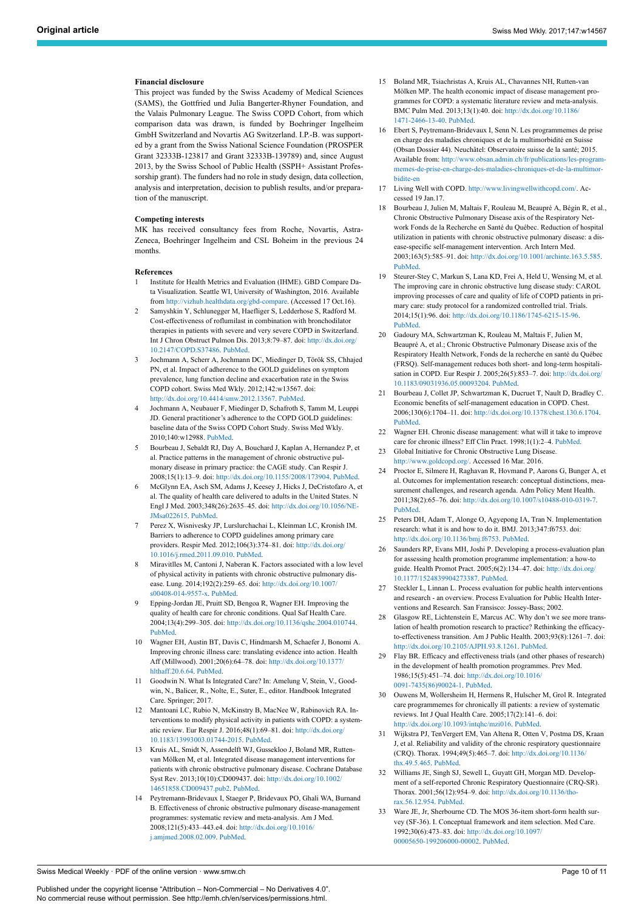### Financial disclosure

This project was funded by the Swiss Academy of Medical Sciences (SAMS), the Gottfried und Julia Bangerter-Rhyner Foundation, and the Valais Pulmonary League. The Swiss COPD Cohort, from which comparison data was drawn, is funded by Boehringer Ingelheim GmbH Switzerland and Novartis AG Switzerland. I.P.-B. was supported by a grant from the Swiss National Science Foundation (PROSPER Grant 32333B-123817 and Grant 32333B-139789) and, since August 2013, by the Swiss School of Public Health (SSPH+ Assistant Professorship grant). The funders had no role in study design, data collection, analysis and interpretation, decision to publish results, and/or preparation of the manuscript.

### Competing interests

MK has received consultancy fees from Roche, Novartis, AstraZeneca, Boehringer Ingelheim and CSL Boheim in the previous 24 months.

### References

1. Institute for Health Metrics and Evaluation (IHME). GBD Compare Data Visualization. Seattle WI, University of Washington, 2016. Available from http://vizhub.healthdata.org/gbd-compare. (Accessed 17 Oct.16).
2. Samyshkin Y, Schlunegger M, Haefliger S, Ledderhose S, Radford M. Cost-effectiveness of roflumilast in combination with bronchodilator therapies in patients with severe and very severe COPD in Switzerland. Int J Chron Obstruct Pulmon Dis. 2013;8:79–87. doi: http://dx.doi.org/10.2147/COPD.S37486. PubMed.
3. Jochmann A, Scherr A, Jochmann DC, Miedinger D, Török SS, Chhajed PN, et al. Impact of adherence to the GOLD guidelines on symptom prevalence, lung function decline and exacerbation rate in the Swiss COPD cohort. Swiss Med Wkly. 2012;142:w13567. doi: http://dx.doi.org/10.4414/smw.2012.13567. PubMed.
4. Jochmann A, Neubauer F, Miedinger D, Schafroth S, Tamm M, Leuppi JD. General practitioner's adherence to the COPD GOLD guidelines: baseline data of the Swiss COPD Cohort Study. Swiss Med Wkly. 2010;140:w12988. PubMed.
5. Bourbeau J, Sebaldt RJ, Day A, Bouchard J, Kaplan A, Hernandez P, et al. Practice patterns in the management of chronic obstructive pulmonary disease in primary practice: the CAGE study. Can Respir J. 2008;15(1):13–9. doi: http://dx.doi.org/10.1155/2008/173904. PubMed.
6. McGlynn EA, Asch SM, Adams J, Keesey J, Hicks J, DeCristofaro A, et al. The quality of health care delivered to adults in the United States. N Engl J Med. 2003;348(26):2635–45. doi: http://dx.doi.org/10.1056/NEJMsa022615. PubMed.
7. Perez X, Wisnivesky JP, Lurslurchachai L, Kleinman LC, Kronish IM. Barriers to adherence to COPD guidelines among primary care providers. Respir Med. 2012;106(3):374–81. doi: http://dx.doi.org/10.1016/j.rmed.2011.09.010. PubMed.
8. Miravitlles M, Cantoni J, Naberan K. Factors associated with a low level of physical activity in patients with chronic obstructive pulmonary disease. Lung. 2014;192(2):259–65. doi: http://dx.doi.org/10.1007/s00408-014-9557-x. PubMed.
9. Epping-Jordan JE, Pruitt SD, Bengoa R, Wagner EH. Improving the quality of health care for chronic conditions. Qual Saf Health Care. 2004;13(4):299–305. doi: http://dx.doi.org/10.1136/qshc.2004.010744. PubMed.
10. Wagner EH, Austin BT, Davis C, Hindmarsh M, Schaefer J, Bonomi A. Improving chronic illness care: translating evidence into action. Health Aff (Millwood). 2001;20(6):64–78. doi: http://dx.doi.org/10.1377/hlthaff.20.6.64. PubMed.
11. Goodwin N. What Is Integrated Care? In: Amelung V, Stein, V., Goodwin, N., Balicer, R., Nolte, E., Suter, E., editor. Handbook Integrated Care. Springer; 2017.
12. Mantoani LC, Rubio N, McKinstry B, MacNee W, Rabinovich RA. Interventions to modify physical activity in patients with COPD: a systematic review. Eur Respir J. 2016;48(1):69–81. doi: http://dx.doi.org/10.1183/13993003.01744-2015. PubMed.
13. Kruis AL, Smidt N, Assendelft WJ, Gussekloo J, Boland MR, Rutten-van Mölken M, et al. Integrated disease management interventions for patients with chronic obstructive pulmonary disease. Cochrane Database Syst Rev. 2013;10(10):CD009437. doi: http://dx.doi.org/10.1002/14651858.CD009437.pub2. PubMed.
14. Peytremann-Bridevaux I, Staeger P, Bridevaux PO, Ghali WA, Burnand B. Effectiveness of chronic obstructive pulmonary disease-management programmes: systematic review and meta-analysis. Am J Med. 2008;121(5):433–443.e4. doi: http://dx.doi.org/10.1016/j.amjmed.2008.02.009. PubMed.
15. Boland MR, Tsiachristas A, Kruis AL, Chavannes NH, Rutten-van Mölken MP. The health economic impact of disease management programmes for COPD: a systematic literature review and meta-analysis. BMC Pulm Med. 2013;13(1):40. doi: http://dx.doi.org/10.1186/1471-2466-13-40. PubMed.
16. Ebert S, Peytremann-Bridevaux I, Senn N. Les programmemes de prise en charge des maladies chroniques et de la multimorbidité en Suisse (Obsan Dossier 44). Neuchâtel: Observatoire suisse de la santé; 2015. Available from: http://www.obsan.admin.ch/fr/publications/les-programmemes-de-prise-en-charge-des-maladies-chroniques-et-de-la-multimorbidite-en
17. Living Well with COPD. http://www.livingwellwithcopd.com/. Accessed 19 Jan.17.
18. Bourbeau J, Julien M, Maltais F, Rouleau M, Beaupré A, Bégin R, et al., Chronic Obstructive Pulmonary Disease axis of the Respiratory Network Fonds de la Recherche en Santé du Québec. Reduction of hospital utilization in patients with chronic obstructive pulmonary disease: a disease-specific self-management intervention. Arch Intern Med. 2003;163(5):585–91. doi: http://dx.doi.org/10.1001/archinte.163.5.585. PubMed.
19. Steurer-Stey C, Markun S, Lana KD, Frei A, Held U, Wensing M, et al. The improving care in chronic obstructive lung disease study: CAROL improving processes of care and quality of life of COPD patients in primary care: study protocol for a randomized controlled trial. Trials. 2014;15(1):96. doi: http://dx.doi.org/10.1186/1745-6215-15-96. PubMed.
20. Gadoury MA, Schwartzman K, Rouleau M, Maltais F, Julien M, Beaupré A, et al.; Chronic Obstructive Pulmonary Disease axis of the Respiratory Health Network, Fonds de la recherche en santé du Québec (FRSQ). Self-management reduces both short- and long-term hospitalisation in COPD. Eur Respir J. 2005;26(5):853–7. doi: http://dx.doi.org/10.1183/09031936.05.00093204. PubMed.
21. Bourbeau J, Collet JP, Schwartzman K, Ducruet T, Nault D, Bradley C. Economic benefits of self-management education in COPD. Chest. 2006;130(6):1704–11. doi: http://dx.doi.org/10.1378/chest.130.6.1704. PubMed.
22. Wagner EH. Chronic disease management: what will it take to improve care for chronic illness? Eff Clin Pract. 1998;1(1):2–4. PubMed.
23. Global Initiative for Chronic Obstructive Lung Disease. http://www.goldcopd.org/. Accessed 16 Mar. 2016.
24. Proctor E, Silmere H, Raghavan R, Hovmand P, Aarons G, Bunger A, et al. Outcomes for implementation research: conceptual distinctions, measurement challenges, and research agenda. Adm Policy Ment Health. 2011;38(2):65–76. doi: http://dx.doi.org/10.1007/s10488-010-0319-7. PubMed.
25. Peters DH, Adam T, Alonge O, Agyepong IA, Tran N. Implementation research: what it is and how to do it. BMJ. 2013;347:f6753. doi: http://dx.doi.org/10.1136/bmj.f6753. PubMed.
26. Saunders RP, Evans MH, Joshi P. Developing a process-evaluation plan for assessing health promotion programme implementation: a how-to guide. Health Promot Pract. 2005;6(2):134–47. doi: http://dx.doi.org/10.1177/1524839904273387. PubMed.
27. Steckler L, Linnan L. Process evaluation for public health interventions and research - an overview. Process Evaluation for Public Health Interventions and Research. San Fransisco: Jossey-Bass; 2002.
28. Glasgow RE, Lichtenstein E, Marcus AC. Why don't we see more translation of health promotion research to practice? Rethinking the efficacy-to-effectiveness transition. Am J Public Health. 2003;93(8):1261–7. doi: http://dx.doi.org/10.2105/AJPH.93.8.1261. PubMed.
29. Flay BR. Efficacy and effectiveness trials (and other phases of research) in the development of health promotion programmes. Prev Med. 1986;15(5):451–74. doi: http://dx.doi.org/10.1016/0091-7435(86)90024-1. PubMed.
30. Ouwens M, Wollersheim H, Hermens R, Hulscher M, Grol R. Integrated care programmemes for chronically ill patients: a review of systematic reviews. Int J Qual Health Care. 2005;17(2):141–6. doi: http://dx.doi.org/10.1093/intqhc/mzi016. PubMed.
31. Wijkstra PJ, TenVergert EM, Van Altena R, Otten V, Postma DS, Kraan J, et al. Reliability and validity of the chronic respiratory questionnaire (CRQ). Thorax. 1994;49(5):465–7. doi: http://dx.doi.org/10.1136/thx.49.5.465. PubMed.
32. Williams JE, Singh SJ, Sewell L, Guyatt GH, Morgan MD. Development of a self-reported Chronic Respiratory Questionnaire (CRQ-SR). Thorax. 2001;56(12):954–9. doi: http://dx.doi.org/10.1136/thorax.56.12.954. PubMed.
33. Ware JE, Jr, Sherbourne CD. The MOS 36-item short-form health survey (SF-36). I. Conceptual framework and item selection. Med Care. 1992;30(6):473–83. doi: http://dx.doi.org/10.1097/00005650-199206000-00002. PubMed.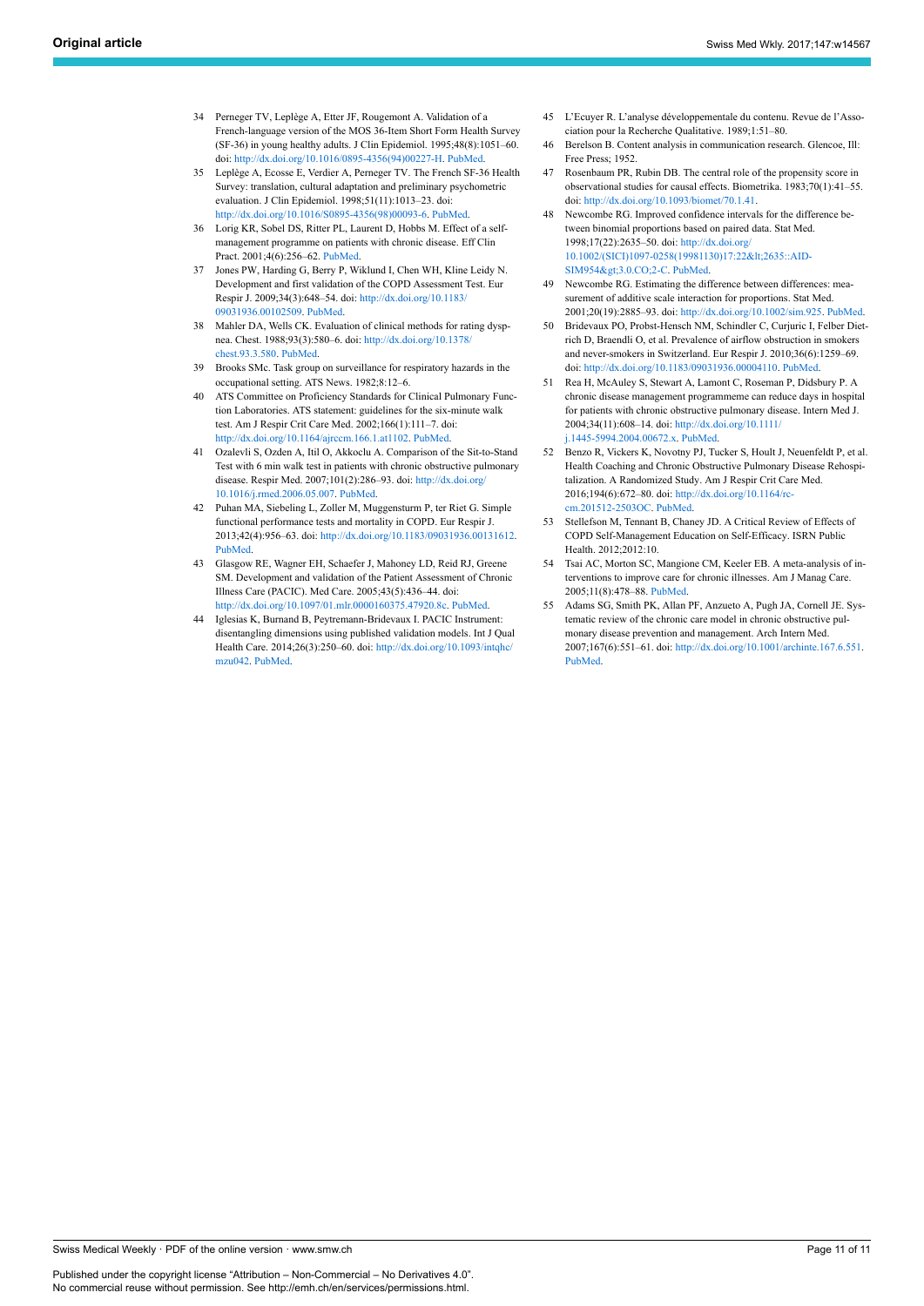34 Perneger TV, Leplège A, Etter JF, Rougemont A. Validation of a French-language version of the MOS 36-Item Short Form Health Survey (SF-36) in young healthy adults. J Clin Epidemiol. 1995;48(8):1051–60. doi: http://dx.doi.org/10.1016/0895-4356(94)00227-H. PubMed.

35 Leplège A, Ecosse E, Verdier A, Perneger TV. The French SF-36 Health Survey: translation, cultural adaptation and preliminary psychometric evaluation. J Clin Epidemiol. 1998;51(11):1013–23. doi: http://dx.doi.org/10.1016/S0895-4356(98)00093-6. PubMed.

36 Lorig KR, Sobel DS, Ritter PL, Laurent D, Hobbs M. Effect of a self-management programme on patients with chronic disease. Eff Clin Pract. 2001;4(6):256–62. PubMed.

37 Jones PW, Harding G, Berry P, Wiklund I, Chen WH, Kline Leidy N. Development and first validation of the COPD Assessment Test. Eur Respir J. 2009;34(3):648–54. doi: http://dx.doi.org/10.1183/09031936.00102509. PubMed.

38 Mahler DA, Wells CK. Evaluation of clinical methods for rating dyspnea. Chest. 1988;93(3):580–6. doi: http://dx.doi.org/10.1378/chest.93.3.580. PubMed.

39 Brooks SMc. Task group on surveillance for respiratory hazards in the occupational setting. ATS News. 1982;8:12–6.

40 ATS Committee on Proficiency Standards for Clinical Pulmonary Function Laboratories. ATS statement: guidelines for the six-minute walk test. Am J Respir Crit Care Med. 2002;166(1):111–7. doi: http://dx.doi.org/10.1164/ajrccm.166.1.at1102. PubMed.

41 Ozalevli S, Ozden A, Itil O, Akkoclu A. Comparison of the Sit-to-Stand Test with 6 min walk test in patients with chronic obstructive pulmonary disease. Respir Med. 2007;101(2):286–93. doi: http://dx.doi.org/10.1016/j.rmed.2006.05.007. PubMed.

42 Puhan MA, Siebeling L, Zoller M, Muggensturm P, ter Riet G. Simple functional performance tests and mortality in COPD. Eur Respir J. 2013;42(4):956–63. doi: http://dx.doi.org/10.1183/09031936.00131612. PubMed.

43 Glasgow RE, Wagner EH, Schaefer J, Mahoney LD, Reid RJ, Greene SM. Development and validation of the Patient Assessment of Chronic Illness Care (PACIC). Med Care. 2005;43(5):436–44. doi: http://dx.doi.org/10.1097/01.mlr.0000160375.47920.8c. PubMed.

44 Iglesias K, Burnand B, Peytremann-Bridevaux I. PACIC Instrument: disentangling dimensions using published validation models. Int J Qual Health Care. 2014;26(3):250–60. doi: http://dx.doi.org/10.1093/intqhc/mzu042. PubMed.

45 L'Ecuyer R. L'analyse développementale du contenu. Revue de l'Association pour la Recherche Qualitative. 1989;1:51–80.

46 Berelson B. Content analysis in communication research. Glencoe, Ill: Free Press; 1952.

47 Rosenbaum PR, Rubin DB. The central role of the propensity score in observational studies for causal effects. Biometrika. 1983;70(1):41–55. doi: http://dx.doi.org/10.1093/biomet/70.1.41.

48 Newcombe RG. Improved confidence intervals for the difference between binomial proportions based on paired data. Stat Med. 1998;17(22):2635–50. doi: http://dx.doi.org/10.1002/(SICI)1097-0258(19981130)17:22&lt;2635::AID-SIM954&gt;3.0.CO;2-C. PubMed.

49 Newcombe RG. Estimating the difference between differences: measurement of additive scale interaction for proportions. Stat Med. 2001;20(19):2885–93. doi: http://dx.doi.org/10.1002/sim.925. PubMed.

50 Bridevaux PO, Probst-Hensch NM, Schindler C, Curjuric I, Felber Dietrich D, Braendli O, et al. Prevalence of airflow obstruction in smokers and never-smokers in Switzerland. Eur Respir J. 2010;36(6):1259–69. doi: http://dx.doi.org/10.1183/09031936.00004110. PubMed.

51 Rea H, McAuley S, Stewart A, Lamont C, Roseman P, Didsbury P. A chronic disease management programmeme can reduce days in hospital for patients with chronic obstructive pulmonary disease. Intern Med J. 2004;34(11):608–14. doi: http://dx.doi.org/10.1111/j.1445-5994.2004.00672.x. PubMed.

52 Benzo R, Vickers K, Novotny PJ, Tucker S, Hoult J, Neuenfeldt P, et al. Health Coaching and Chronic Obstructive Pulmonary Disease Rehospitalization. A Randomized Study. Am J Respir Crit Care Med. 2016;194(6):672–80. doi: http://dx.doi.org/10.1164/rccm.201512-2503OC. PubMed.

53 Stellefson M, Tennant B, Chaney JD. A Critical Review of Effects of COPD Self-Management Education on Self-Efficacy. ISRN Public Health. 2012;2012:10.

54 Tsai AC, Morton SC, Mangione CM, Keeler EB. A meta-analysis of interventions to improve care for chronic illnesses. Am J Manag Care. 2005;11(8):478–88. PubMed.

55 Adams SG, Smith PK, Allan PF, Anzueto A, Pugh JA, Cornell JE. Systematic review of the chronic care model in chronic obstructive pulmonary disease prevention and management. Arch Intern Med. 2007;167(6):551–61. doi: http://dx.doi.org/10.1001/archinte.167.6.551. PubMed.